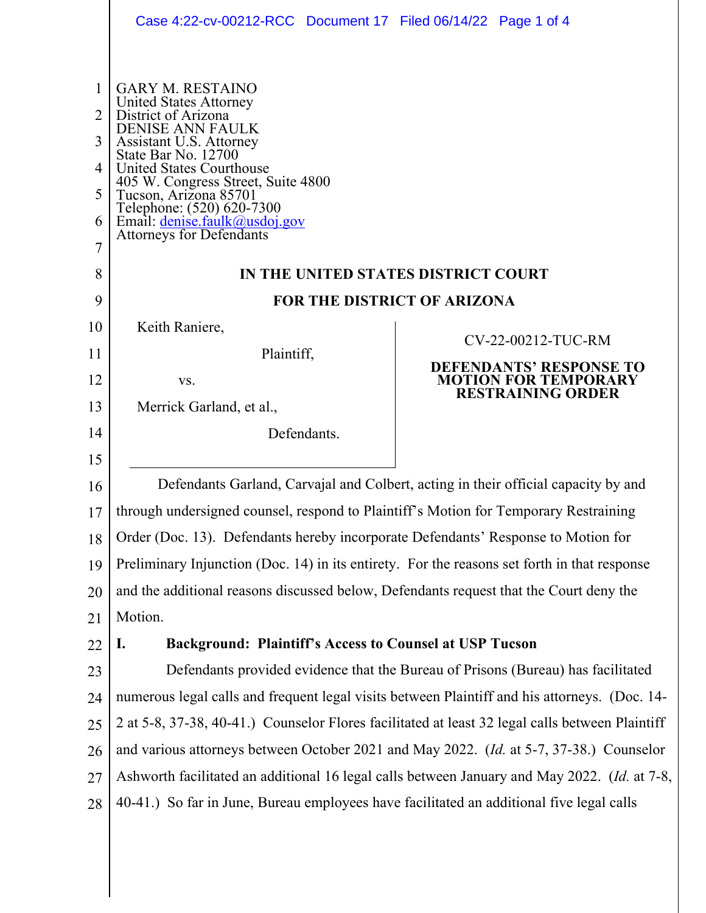GARY M. RESTAINO
United States Attorney
District of Arizona
DENISE ANN FAULK
Assistant U.S. Attorney
State Bar No. 12700
United States Courthouse
405 W. Congress Street, Suite 4800
Tucson, Arizona 85701
Telephone: (520) 620-7300
Email: denise.faulk@usdoj.gov
Attorneys for Defendants

**IN THE UNITED STATES DISTRICT COURT**

**FOR THE DISTRICT OF ARIZONA**

| | |
|---|---|
| Keith Raniere, Plaintiff, vs. Merrick Garland, et al., Defendants. | CV-22-00212-TUC-RM **DEFENDANTS' RESPONSE TO MOTION FOR TEMPORARY RESTRAINING ORDER** |

Defendants Garland, Carvajal and Colbert, acting in their official capacity by and through undersigned counsel, respond to Plaintiff's Motion for Temporary Restraining Order (Doc. 13). Defendants hereby incorporate Defendants' Response to Motion for Preliminary Injunction (Doc. 14) in its entirety. For the reasons set forth in that response and the additional reasons discussed below, Defendants request that the Court deny the Motion.

## I. Background: Plaintiff's Access to Counsel at USP Tucson

Defendants provided evidence that the Bureau of Prisons (Bureau) has facilitated numerous legal calls and frequent legal visits between Plaintiff and his attorneys. (Doc. 14-2 at 5-8, 37-38, 40-41.) Counselor Flores facilitated at least 32 legal calls between Plaintiff and various attorneys between October 2021 and May 2022. (*Id.* at 5-7, 37-38.) Counselor Ashworth facilitated an additional 16 legal calls between January and May 2022. (*Id.* at 7-8, 40-41.) So far in June, Bureau employees have facilitated an additional five legal calls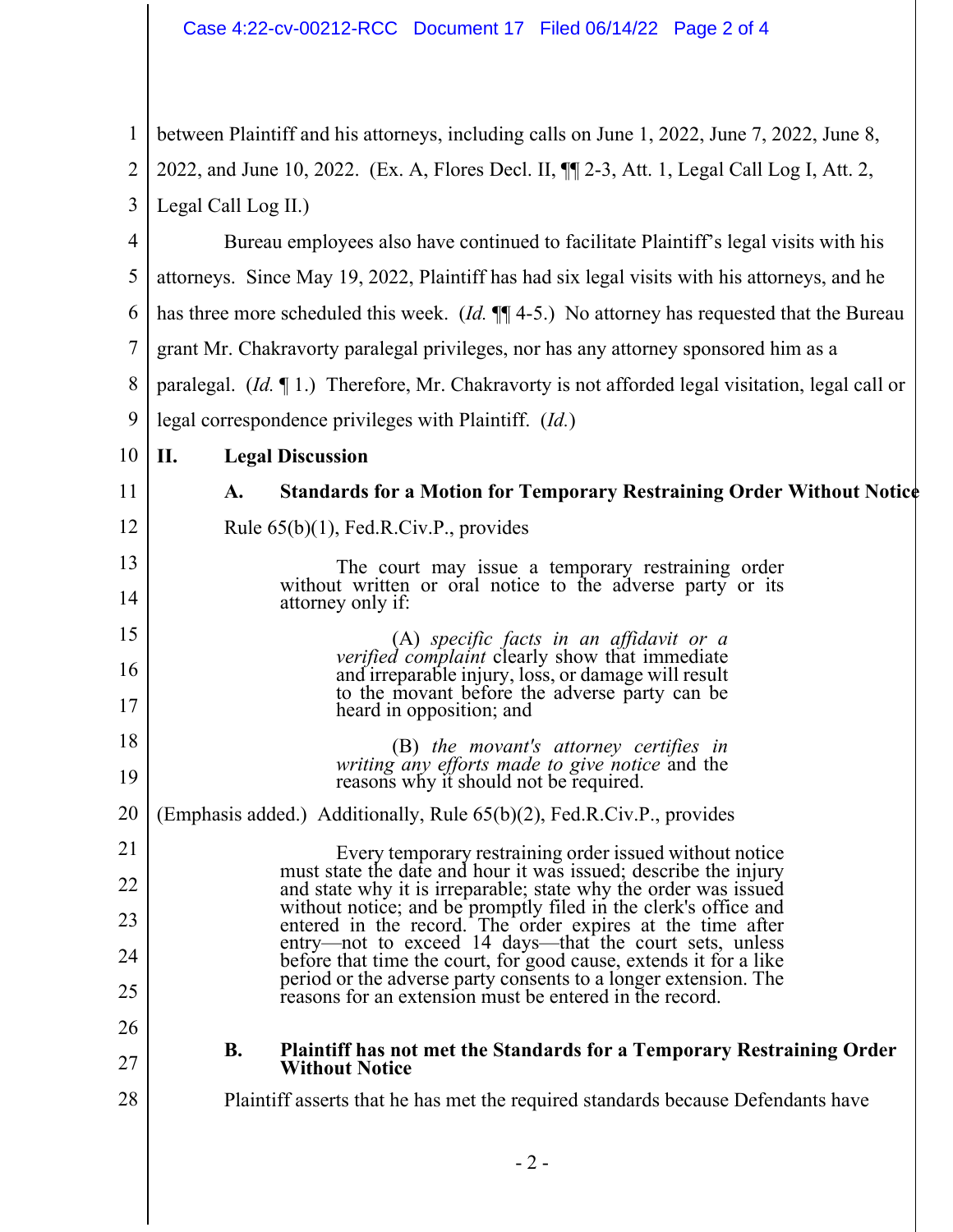between Plaintiff and his attorneys, including calls on June 1, 2022, June 7, 2022, June 8, 2022, and June 10, 2022. (Ex. A, Flores Decl. II, ¶¶ 2-3, Att. 1, Legal Call Log I, Att. 2, Legal Call Log II.)

Bureau employees also have continued to facilitate Plaintiff's legal visits with his attorneys. Since May 19, 2022, Plaintiff has had six legal visits with his attorneys, and he has three more scheduled this week. (*Id.* ¶¶ 4-5.) No attorney has requested that the Bureau grant Mr. Chakravorty paralegal privileges, nor has any attorney sponsored him as a paralegal. (*Id.* ¶ 1.) Therefore, Mr. Chakravorty is not afforded legal visitation, legal call or legal correspondence privileges with Plaintiff. (*Id.*)

## II. Legal Discussion

### A. Standards for a Motion for Temporary Restraining Order Without Notice

Rule 65(b)(1), Fed.R.Civ.P., provides

> The court may issue a temporary restraining order without written or oral notice to the adverse party or its attorney only if:
>
> (A) *specific facts in an affidavit or a verified complaint* clearly show that immediate and irreparable injury, loss, or damage will result to the movant before the adverse party can be heard in opposition; and
>
> (B) *the movant's attorney certifies in writing any efforts made to give notice* and the reasons why it should not be required.

(Emphasis added.) Additionally, Rule 65(b)(2), Fed.R.Civ.P., provides

> Every temporary restraining order issued without notice must state the date and hour it was issued; describe the injury and state why it is irreparable; state why the order was issued without notice; and be promptly filed in the clerk's office and entered in the record. The order expires at the time after entry—not to exceed 14 days—that the court sets, unless before that time the court, for good cause, extends it for a like period or the adverse party consents to a longer extension. The reasons for an extension must be entered in the record.

### B. Plaintiff has not met the Standards for a Temporary Restraining Order Without Notice

Plaintiff asserts that he has met the required standards because Defendants have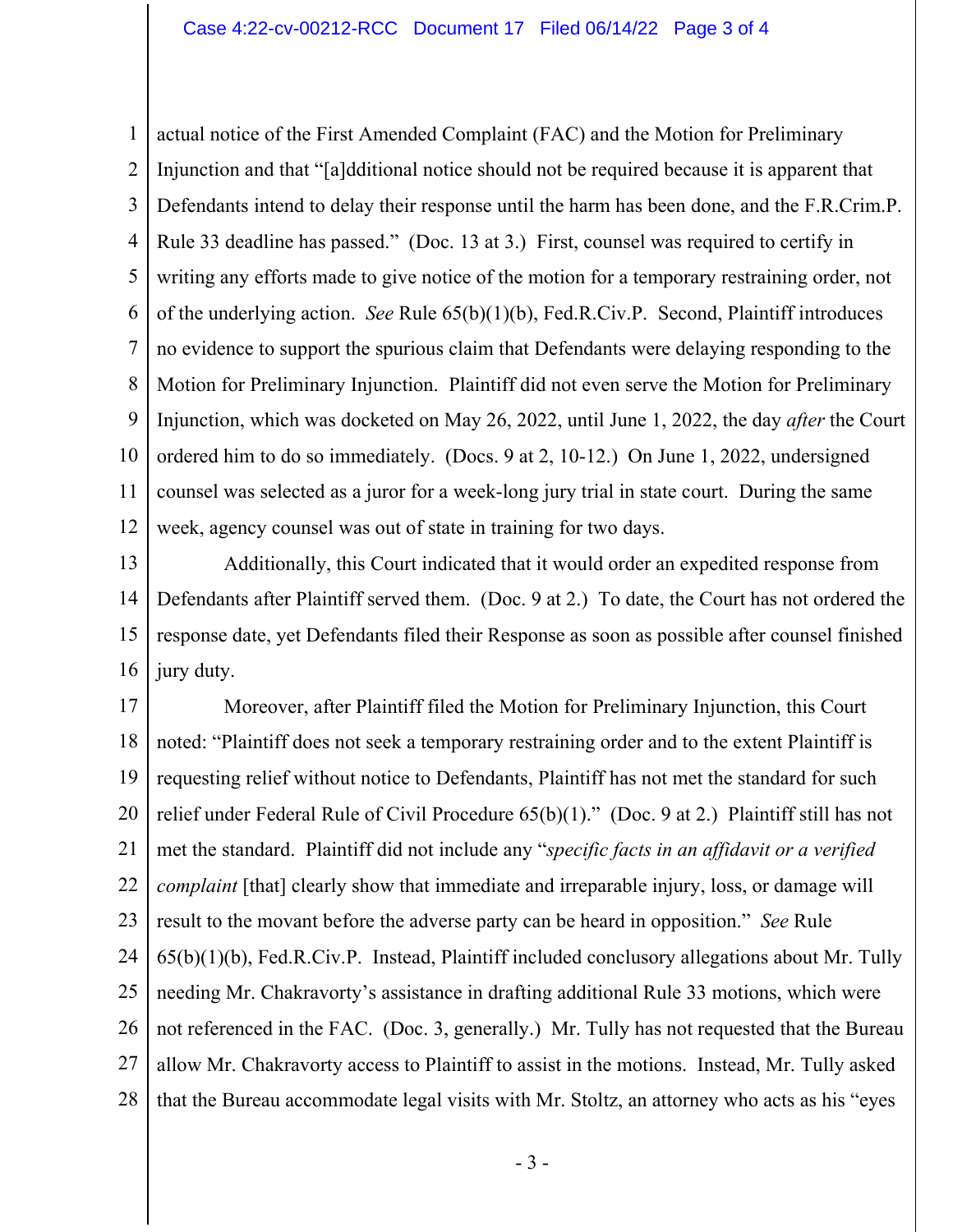actual notice of the First Amended Complaint (FAC) and the Motion for Preliminary Injunction and that "[a]dditional notice should not be required because it is apparent that Defendants intend to delay their response until the harm has been done, and the F.R.Crim.P. Rule 33 deadline has passed." (Doc. 13 at 3.) First, counsel was required to certify in writing any efforts made to give notice of the motion for a temporary restraining order, not of the underlying action. *See* Rule 65(b)(1)(b), Fed.R.Civ.P. Second, Plaintiff introduces no evidence to support the spurious claim that Defendants were delaying responding to the Motion for Preliminary Injunction. Plaintiff did not even serve the Motion for Preliminary Injunction, which was docketed on May 26, 2022, until June 1, 2022, the day *after* the Court ordered him to do so immediately. (Docs. 9 at 2, 10-12.) On June 1, 2022, undersigned counsel was selected as a juror for a week-long jury trial in state court. During the same week, agency counsel was out of state in training for two days.

Additionally, this Court indicated that it would order an expedited response from Defendants after Plaintiff served them. (Doc. 9 at 2.) To date, the Court has not ordered the response date, yet Defendants filed their Response as soon as possible after counsel finished jury duty.

Moreover, after Plaintiff filed the Motion for Preliminary Injunction, this Court noted: "Plaintiff does not seek a temporary restraining order and to the extent Plaintiff is requesting relief without notice to Defendants, Plaintiff has not met the standard for such relief under Federal Rule of Civil Procedure 65(b)(1)." (Doc. 9 at 2.) Plaintiff still has not met the standard. Plaintiff did not include any "*specific facts in an affidavit or a verified complaint* [that] clearly show that immediate and irreparable injury, loss, or damage will result to the movant before the adverse party can be heard in opposition." *See* Rule 65(b)(1)(b), Fed.R.Civ.P. Instead, Plaintiff included conclusory allegations about Mr. Tully needing Mr. Chakravorty's assistance in drafting additional Rule 33 motions, which were not referenced in the FAC. (Doc. 3, generally.) Mr. Tully has not requested that the Bureau allow Mr. Chakravorty access to Plaintiff to assist in the motions. Instead, Mr. Tully asked that the Bureau accommodate legal visits with Mr. Stoltz, an attorney who acts as his "eyes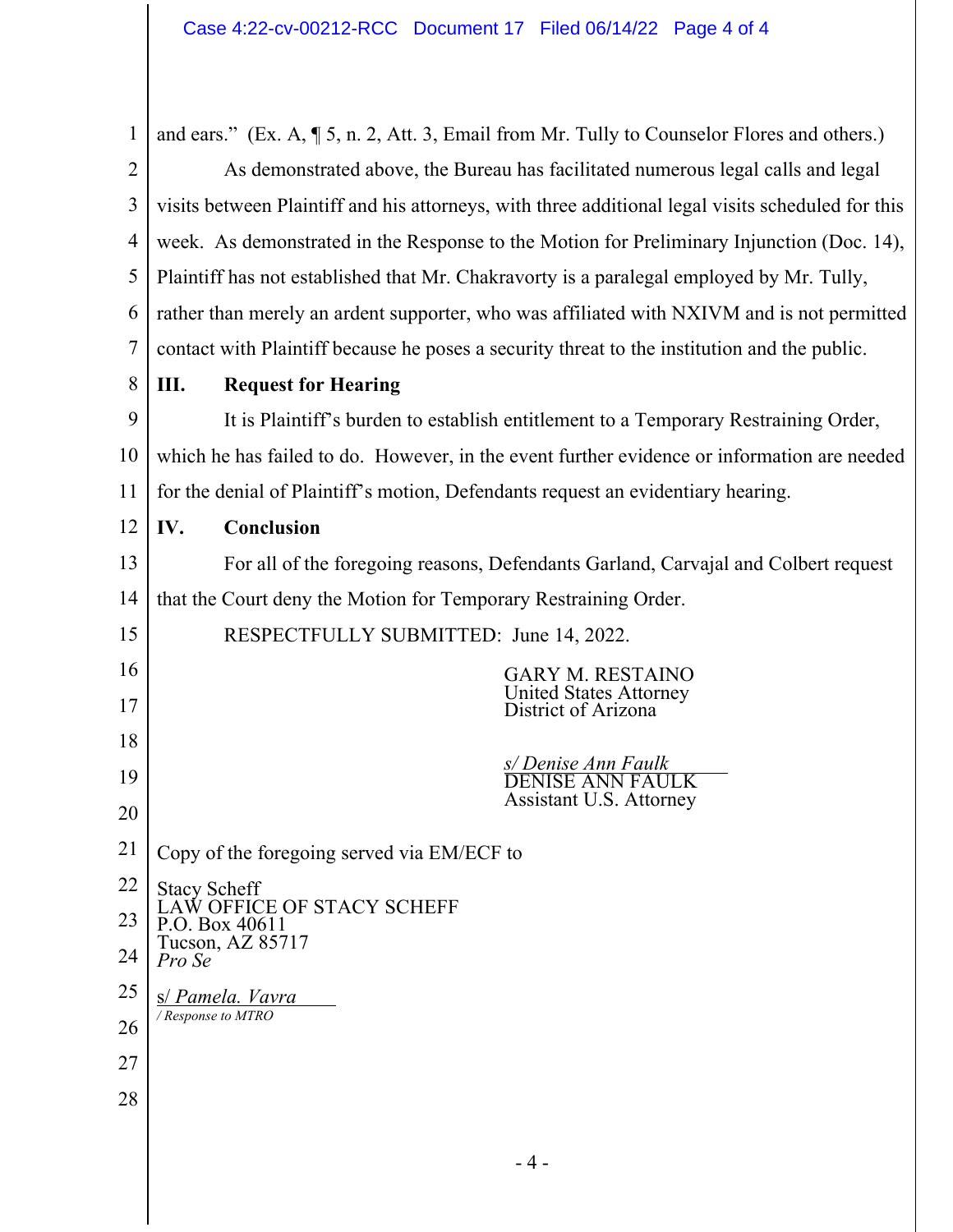and ears." (Ex. A, ¶ 5, n. 2, Att. 3, Email from Mr. Tully to Counselor Flores and others.)

As demonstrated above, the Bureau has facilitated numerous legal calls and legal visits between Plaintiff and his attorneys, with three additional legal visits scheduled for this week. As demonstrated in the Response to the Motion for Preliminary Injunction (Doc. 14), Plaintiff has not established that Mr. Chakravorty is a paralegal employed by Mr. Tully, rather than merely an ardent supporter, who was affiliated with NXIVM and is not permitted contact with Plaintiff because he poses a security threat to the institution and the public.

## III. Request for Hearing

It is Plaintiff's burden to establish entitlement to a Temporary Restraining Order, which he has failed to do. However, in the event further evidence or information are needed for the denial of Plaintiff's motion, Defendants request an evidentiary hearing.

## IV. Conclusion

For all of the foregoing reasons, Defendants Garland, Carvajal and Colbert request that the Court deny the Motion for Temporary Restraining Order.

RESPECTFULLY SUBMITTED: June 14, 2022.

GARY M. RESTAINO
United States Attorney
District of Arizona

*s/ Denise Ann Faulk*
DENISE ANN FAULK
Assistant U.S. Attorney

Copy of the foregoing served via EM/ECF to

Stacy Scheff
LAW OFFICE OF STACY SCHEFF
P.O. Box 40611
Tucson, AZ 85717
*Pro Se*

s/ *Pamela. Vavra*
*/ Response to MTRO*